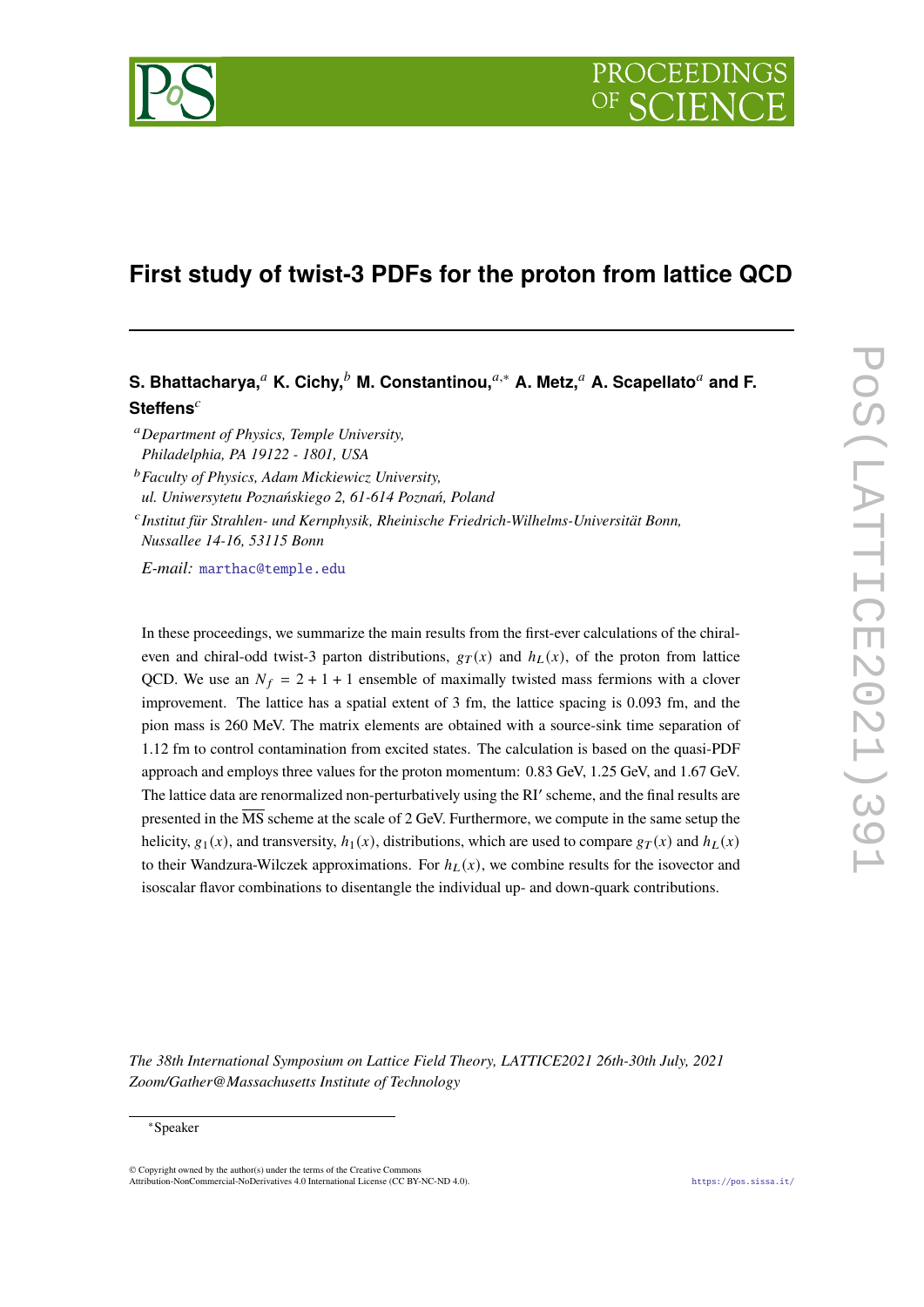# First study of twist-3 PDFs for the proton from lattice QCD

**S. Bhattacharya,**[a] **K. Cichy,**[b] **M. Constantinou,**[a,*] **A. Metz,**[a] **A. Scapellato**[a] **and F. Steffens**[c]

[a] *Department of Physics, Temple University, Philadelphia, PA 19122 - 1801, USA*

[b] *Faculty of Physics, Adam Mickiewicz University, ul. Uniwersytetu Poznańskiego 2, 61-614 Poznań, Poland*

[c] *Institut für Strahlen- und Kernphysik, Rheinische Friedrich-Wilhelms-Universität Bonn, Nussallee 14-16, 53115 Bonn*

*E-mail:* marthac@temple.edu

In these proceedings, we summarize the main results from the first-ever calculations of the chiral-even and chiral-odd twist-3 parton distributions, $g_T(x)$ and $h_L(x)$, of the proton from lattice QCD. We use an $N_f = 2+1+1$ ensemble of maximally twisted mass fermions with a clover improvement. The lattice has a spatial extent of 3 fm, the lattice spacing is 0.093 fm, and the pion mass is 260 MeV. The matrix elements are obtained with a source-sink time separation of 1.12 fm to control contamination from excited states. The calculation is based on the quasi-PDF approach and employs three values for the proton momentum: 0.83 GeV, 1.25 GeV, and 1.67 GeV. The lattice data are renormalized non-perturbatively using the RI′ scheme, and the final results are presented in the $\overline{\text{MS}}$ scheme at the scale of 2 GeV. Furthermore, we compute in the same setup the helicity, $g_1(x)$, and transversity, $h_1(x)$, distributions, which are used to compare $g_T(x)$ and $h_L(x)$ to their Wandzura-Wilczek approximations. For $h_L(x)$, we combine results for the isovector and isoscalar flavor combinations to disentangle the individual up- and down-quark contributions.

*The 38th International Symposium on Lattice Field Theory, LATTICE2021 26th-30th July, 2021 Zoom/Gather@Massachusetts Institute of Technology*

[*] Speaker

© Copyright owned by the author(s) under the terms of the Creative Commons Attribution-NonCommercial-NoDerivatives 4.0 International License (CC BY-NC-ND 4.0).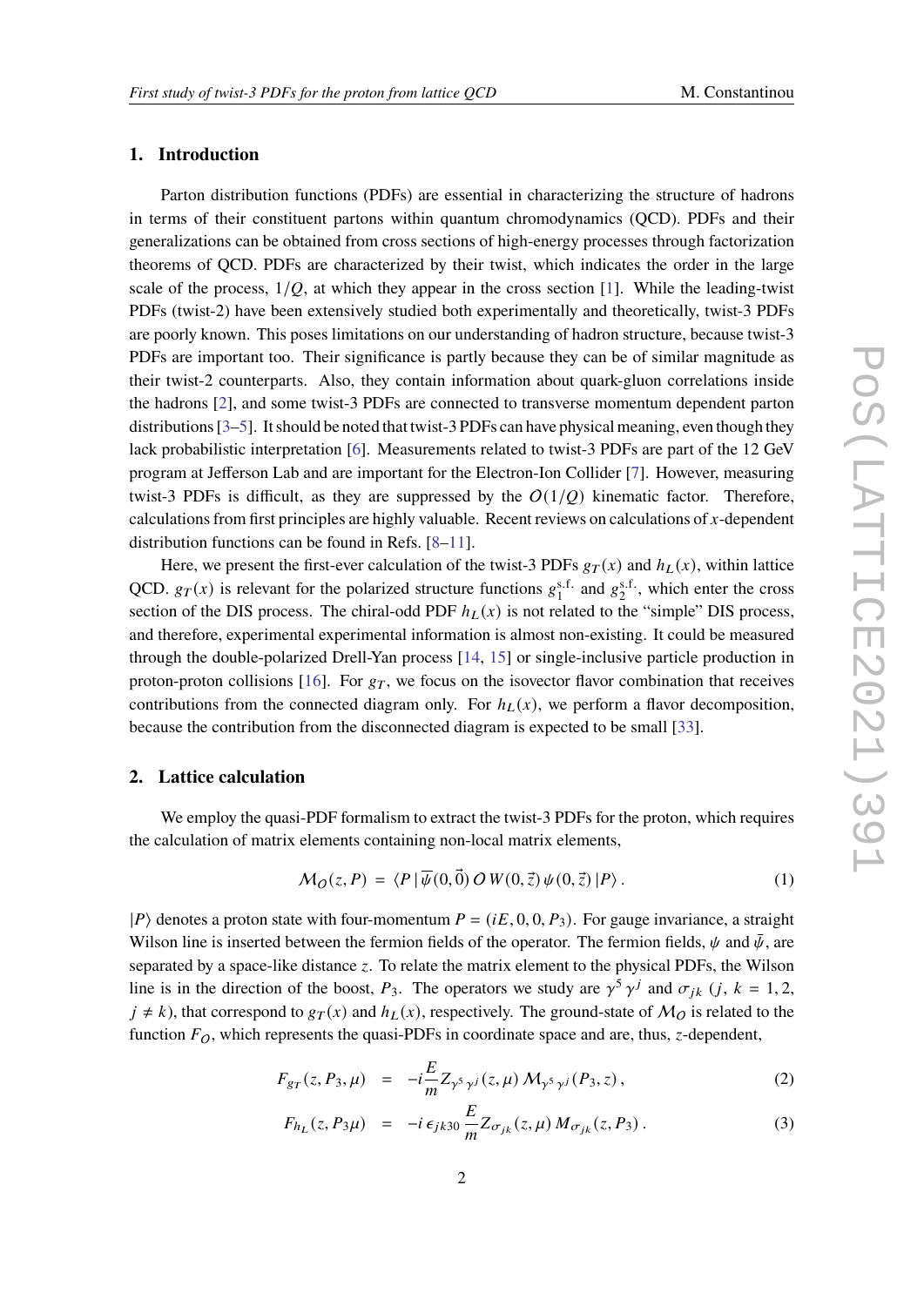## 1. Introduction

Parton distribution functions (PDFs) are essential in characterizing the structure of hadrons in terms of their constituent partons within quantum chromodynamics (QCD). PDFs and their generalizations can be obtained from cross sections of high-energy processes through factorization theorems of QCD. PDFs are characterized by their twist, which indicates the order in the large scale of the process, $1/Q$, at which they appear in the cross section [1]. While the leading-twist PDFs (twist-2) have been extensively studied both experimentally and theoretically, twist-3 PDFs are poorly known. This poses limitations on our understanding of hadron structure, because twist-3 PDFs are important too. Their significance is partly because they can be of similar magnitude as their twist-2 counterparts. Also, they contain information about quark-gluon correlations inside the hadrons [2], and some twist-3 PDFs are connected to transverse momentum dependent parton distributions [3–5]. It should be noted that twist-3 PDFs can have physical meaning, even though they lack probabilistic interpretation [6]. Measurements related to twist-3 PDFs are part of the 12 GeV program at Jefferson Lab and are important for the Electron-Ion Collider [7]. However, measuring twist-3 PDFs is difficult, as they are suppressed by the $O(1/Q)$ kinematic factor. Therefore, calculations from first principles are highly valuable. Recent reviews on calculations of $x$-dependent distribution functions can be found in Refs. [8–11].

Here, we present the first-ever calculation of the twist-3 PDFs $g_T(x)$ and $h_L(x)$, within lattice QCD. $g_T(x)$ is relevant for the polarized structure functions $g_1^{\text{s.f.}}$ and $g_2^{\text{s.f.}}$, which enter the cross section of the DIS process. The chiral-odd PDF $h_L(x)$ is not related to the "simple" DIS process, and therefore, experimental experimental information is almost non-existing. It could be measured through the double-polarized Drell-Yan process [14, 15] or single-inclusive particle production in proton-proton collisions [16]. For $g_T$, we focus on the isovector flavor combination that receives contributions from the connected diagram only. For $h_L(x)$, we perform a flavor decomposition, because the contribution from the disconnected diagram is expected to be small [33].

## 2. Lattice calculation

We employ the quasi-PDF formalism to extract the twist-3 PDFs for the proton, which requires the calculation of matrix elements containing non-local matrix elements,

$$\mathcal{M}_O(z,P) = \langle P\,|\,\overline{\psi}(0,\vec{0})\,O\,W(0,\vec{z})\,\psi(0,\vec{z})\,|P\rangle\,. \tag{1}$$

$|P\rangle$ denotes a proton state with four-momentum $P = (iE, 0, 0, P_3)$. For gauge invariance, a straight Wilson line is inserted between the fermion fields of the operator. The fermion fields, $\psi$ and $\bar{\psi}$, are separated by a space-like distance $z$. To relate the matrix element to the physical PDFs, the Wilson line is in the direction of the boost, $P_3$. The operators we study are $\gamma^5\,\gamma^j$ and $\sigma_{jk}$ ($j,\,k = 1, 2$, $j \neq k$), that correspond to $g_T(x)$ and $h_L(x)$, respectively. The ground-state of $\mathcal{M}_O$ is related to the function $F_O$, which represents the quasi-PDFs in coordinate space and are, thus, $z$-dependent,

$$F_{g_T}(z, P_3, \mu) = -i\frac{E}{m} Z_{\gamma^5\,\gamma^j}(z,\mu)\,\mathcal{M}_{\gamma^5\,\gamma^j}(P_3, z)\,, \tag{2}$$

$$F_{h_L}(z, P_3\mu) = -i\,\epsilon_{jk30}\,\frac{E}{m} Z_{\sigma_{jk}}(z,\mu)\,M_{\sigma_{jk}}(z, P_3)\,. \tag{3}$$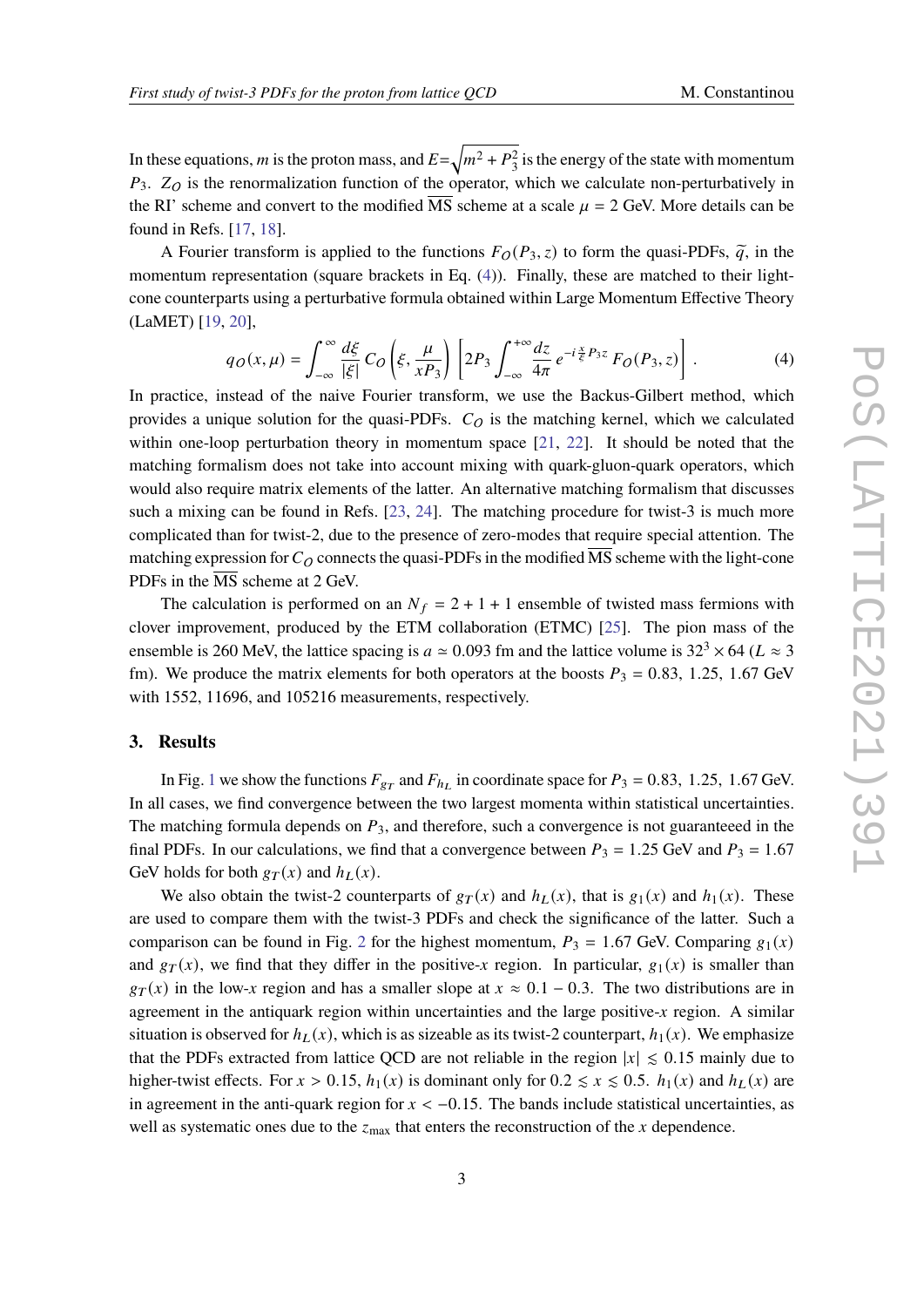In these equations, $m$ is the proton mass, and $E=\sqrt{m^2+P_3^2}$ is the energy of the state with momentum $P_3$. $Z_\mathcal{O}$ is the renormalization function of the operator, which we calculate non-perturbatively in the RI' scheme and convert to the modified $\overline{\text{MS}}$ scheme at a scale $\mu = 2$ GeV. More details can be found in Refs. [17, 18].

A Fourier transform is applied to the functions $F_\mathcal{O}(P_3, z)$ to form the quasi-PDFs, $\widetilde{q}$, in the momentum representation (square brackets in Eq. (4)). Finally, these are matched to their light-cone counterparts using a perturbative formula obtained within Large Momentum Effective Theory (LaMET) [19, 20],

$$q_\mathcal{O}(x,\mu) = \int_{-\infty}^{\infty} \frac{d\xi}{|\xi|}\, C_\mathcal{O}\left(\xi, \frac{\mu}{xP_3}\right) \left[2P_3 \int_{-\infty}^{+\infty} \frac{dz}{4\pi}\, e^{-i\frac{x}{\xi}P_3 z}\, F_\mathcal{O}(P_3,z)\right]. \tag{4}$$

In practice, instead of the naive Fourier transform, we use the Backus-Gilbert method, which provides a unique solution for the quasi-PDFs. $C_\mathcal{O}$ is the matching kernel, which we calculated within one-loop perturbation theory in momentum space [21, 22]. It should be noted that the matching formalism does not take into account mixing with quark-gluon-quark operators, which would also require matrix elements of the latter. An alternative matching formalism that discusses such a mixing can be found in Refs. [23, 24]. The matching procedure for twist-3 is much more complicated than for twist-2, due to the presence of zero-modes that require special attention. The matching expression for $C_\mathcal{O}$ connects the quasi-PDFs in the modified $\overline{\text{MS}}$ scheme with the light-cone PDFs in the $\overline{\text{MS}}$ scheme at 2 GeV.

The calculation is performed on an $N_f = 2+1+1$ ensemble of twisted mass fermions with clover improvement, produced by the ETM collaboration (ETMC) [25]. The pion mass of the ensemble is 260 MeV, the lattice spacing is $a \simeq 0.093$ fm and the lattice volume is $32^3 \times 64$ ($L \approx 3$ fm). We produce the matrix elements for both operators at the boosts $P_3 = 0.83,\ 1.25,\ 1.67$ GeV with 1552, 11696, and 105216 measurements, respectively.

## 3. Results

In Fig. 1 we show the functions $F_{g_T}$ and $F_{h_L}$ in coordinate space for $P_3 = 0.83,\ 1.25,\ 1.67$ GeV. In all cases, we find convergence between the two largest momenta within statistical uncertainties. The matching formula depends on $P_3$, and therefore, such a convergence is not guaranteeed in the final PDFs. In our calculations, we find that a convergence between $P_3 = 1.25$ GeV and $P_3 = 1.67$ GeV holds for both $g_T(x)$ and $h_L(x)$.

We also obtain the twist-2 counterparts of $g_T(x)$ and $h_L(x)$, that is $g_1(x)$ and $h_1(x)$. These are used to compare them with the twist-3 PDFs and check the significance of the latter. Such a comparison can be found in Fig. 2 for the highest momentum, $P_3 = 1.67$ GeV. Comparing $g_1(x)$ and $g_T(x)$, we find that they differ in the positive-$x$ region. In particular, $g_1(x)$ is smaller than $g_T(x)$ in the low-$x$ region and has a smaller slope at $x \approx 0.1-0.3$. The two distributions are in agreement in the antiquark region within uncertainties and the large positive-$x$ region. A similar situation is observed for $h_L(x)$, which is as sizeable as its twist-2 counterpart, $h_1(x)$. We emphasize that the PDFs extracted from lattice QCD are not reliable in the region $|x| \lesssim 0.15$ mainly due to higher-twist effects. For $x > 0.15$, $h_1(x)$ is dominant only for $0.2 \lesssim x \lesssim 0.5$. $h_1(x)$ and $h_L(x)$ are in agreement in the anti-quark region for $x < -0.15$. The bands include statistical uncertainties, as well as systematic ones due to the $z_{\max}$ that enters the reconstruction of the $x$ dependence.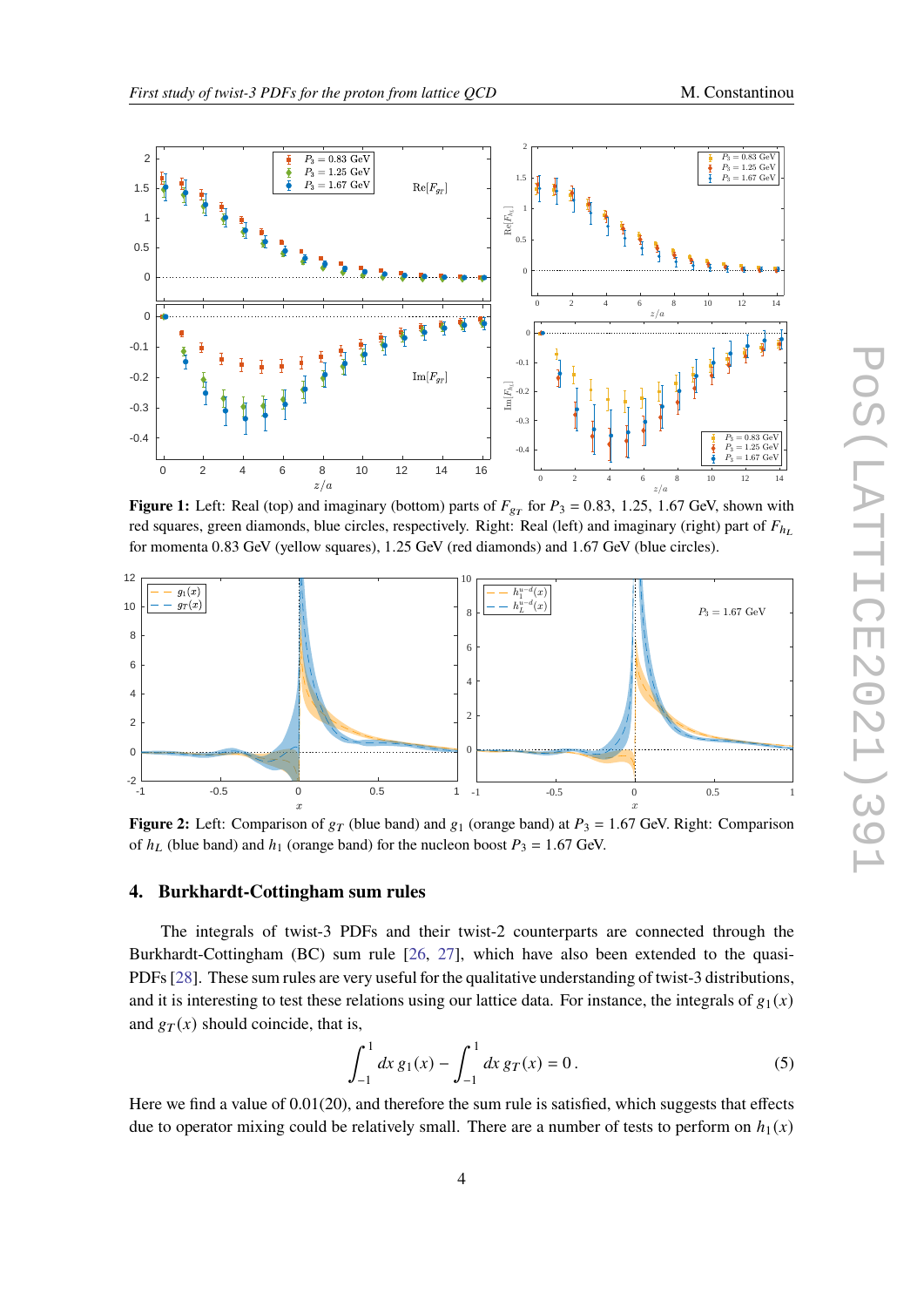**Figure 1:** Left: Real (top) and imaginary (bottom) parts of $F_{g_T}$ for $P_3 = 0.83,\ 1.25,\ 1.67$ GeV, shown with red squares, green diamonds, blue circles, respectively. Right: Real (left) and imaginary (right) part of $F_{h_L}$ for momenta 0.83 GeV (yellow squares), 1.25 GeV (red diamonds) and 1.67 GeV (blue circles).

**Figure 2:** Left: Comparison of $g_T$ (blue band) and $g_1$ (orange band) at $P_3 = 1.67$ GeV. Right: Comparison of $h_L$ (blue band) and $h_1$ (orange band) for the nucleon boost $P_3 = 1.67$ GeV.

## 4. Burkhardt-Cottingham sum rules

The integrals of twist-3 PDFs and their twist-2 counterparts are connected through the Burkhardt-Cottingham (BC) sum rule [26, 27], which have also been extended to the quasi-PDFs [28]. These sum rules are very useful for the qualitative understanding of twist-3 distributions, and it is interesting to test these relations using our lattice data. For instance, the integrals of $g_1(x)$ and $g_T(x)$ should coincide, that is,

$$\int_{-1}^{1} dx\, g_1(x) - \int_{-1}^{1} dx\, g_T(x) = 0\,. \tag{5}$$

Here we find a value of 0.01(20), and therefore the sum rule is satisfied, which suggests that effects due to operator mixing could be relatively small. There are a number of tests to perform on $h_1(x)$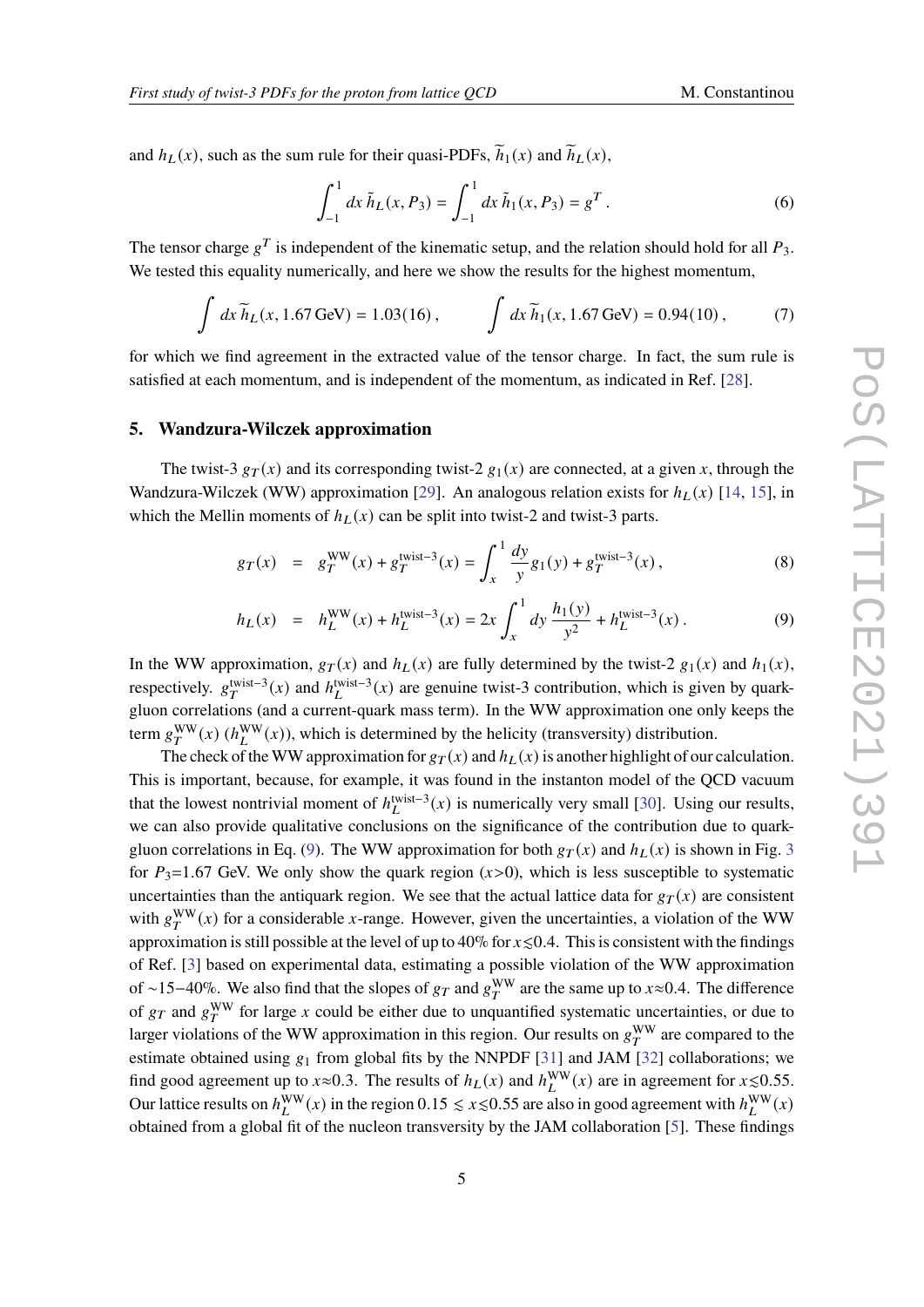and $h_L(x)$, such as the sum rule for their quasi-PDFs, $\widetilde{h}_1(x)$ and $\widetilde{h}_L(x)$,

$$\int_{-1}^{1} dx\, \tilde{h}_L(x, P_3) = \int_{-1}^{1} dx\, \tilde{h}_1(x, P_3) = g^T\,. \tag{6}$$

The tensor charge $g^T$ is independent of the kinematic setup, and the relation should hold for all $P_3$. We tested this equality numerically, and here we show the results for the highest momentum,

$$\int dx\, \widetilde{h}_L(x, 1.67\,\text{GeV}) = 1.03(16)\,, \qquad \int dx\, \widetilde{h}_1(x, 1.67\,\text{GeV}) = 0.94(10)\,, \tag{7}$$

for which we find agreement in the extracted value of the tensor charge. In fact, the sum rule is satisfied at each momentum, and is independent of the momentum, as indicated in Ref. [28].

## 5. Wandzura-Wilczek approximation

The twist-3 $g_T(x)$ and its corresponding twist-2 $g_1(x)$ are connected, at a given $x$, through the Wandzura-Wilczek (WW) approximation [29]. An analogous relation exists for $h_L(x)$ [14, 15], in which the Mellin moments of $h_L(x)$ can be split into twist-2 and twist-3 parts.

$$g_T(x) = g_T^{\text{WW}}(x) + g_T^{\text{twist-3}}(x) = \int_x^1 \frac{dy}{y} g_1(y) + g_T^{\text{twist-3}}(x)\,, \tag{8}$$

$$h_L(x) = h_L^{\text{WW}}(x) + h_L^{\text{twist-3}}(x) = 2x \int_x^1 dy\, \frac{h_1(y)}{y^2} + h_L^{\text{twist-3}}(x)\,. \tag{9}$$

In the WW approximation, $g_T(x)$ and $h_L(x)$ are fully determined by the twist-2 $g_1(x)$ and $h_1(x)$, respectively. $g_T^{\text{twist-3}}(x)$ and $h_L^{\text{twist-3}}(x)$ are genuine twist-3 contribution, which is given by quark-gluon correlations (and a current-quark mass term). In the WW approximation one only keeps the term $g_T^{\text{WW}}(x)$ ($h_L^{\text{WW}}(x)$), which is determined by the helicity (transversity) distribution.

The check of the WW approximation for $g_T(x)$ and $h_L(x)$ is another highlight of our calculation. This is important, because, for example, it was found in the instanton model of the QCD vacuum that the lowest nontrivial moment of $h_L^{\text{twist-3}}(x)$ is numerically very small [30]. Using our results, we can also provide qualitative conclusions on the significance of the contribution due to quark-gluon correlations in Eq. (9). The WW approximation for both $g_T(x)$ and $h_L(x)$ is shown in Fig. 3 for $P_3$=1.67 GeV. We only show the quark region ($x$>0), which is less susceptible to systematic uncertainties than the antiquark region. We see that the actual lattice data for $g_T(x)$ are consistent with $g_T^{\text{WW}}(x)$ for a considerable $x$-range. However, given the uncertainties, a violation of the WW approximation is still possible at the level of up to 40% for $x \lesssim 0.4$. This is consistent with the findings of Ref. [3] based on experimental data, estimating a possible violation of the WW approximation of ∼15−40%. We also find that the slopes of $g_T$ and $g_T^{\text{WW}}$ are the same up to $x \approx 0.4$. The difference of $g_T$ and $g_T^{\text{WW}}$ for large $x$ could be either due to unquantified systematic uncertainties, or due to larger violations of the WW approximation in this region. Our results on $g_T^{\text{WW}}$ are compared to the estimate obtained using $g_1$ from global fits by the NNPDF [31] and JAM [32] collaborations; we find good agreement up to $x \approx 0.3$. The results of $h_L(x)$ and $h_L^{\text{WW}}(x)$ are in agreement for $x \lesssim 0.55$. Our lattice results on $h_L^{\text{WW}}(x)$ in the region $0.15 \lesssim x \lesssim 0.55$ are also in good agreement with $h_L^{\text{WW}}(x)$ obtained from a global fit of the nucleon transversity by the JAM collaboration [5]. These findings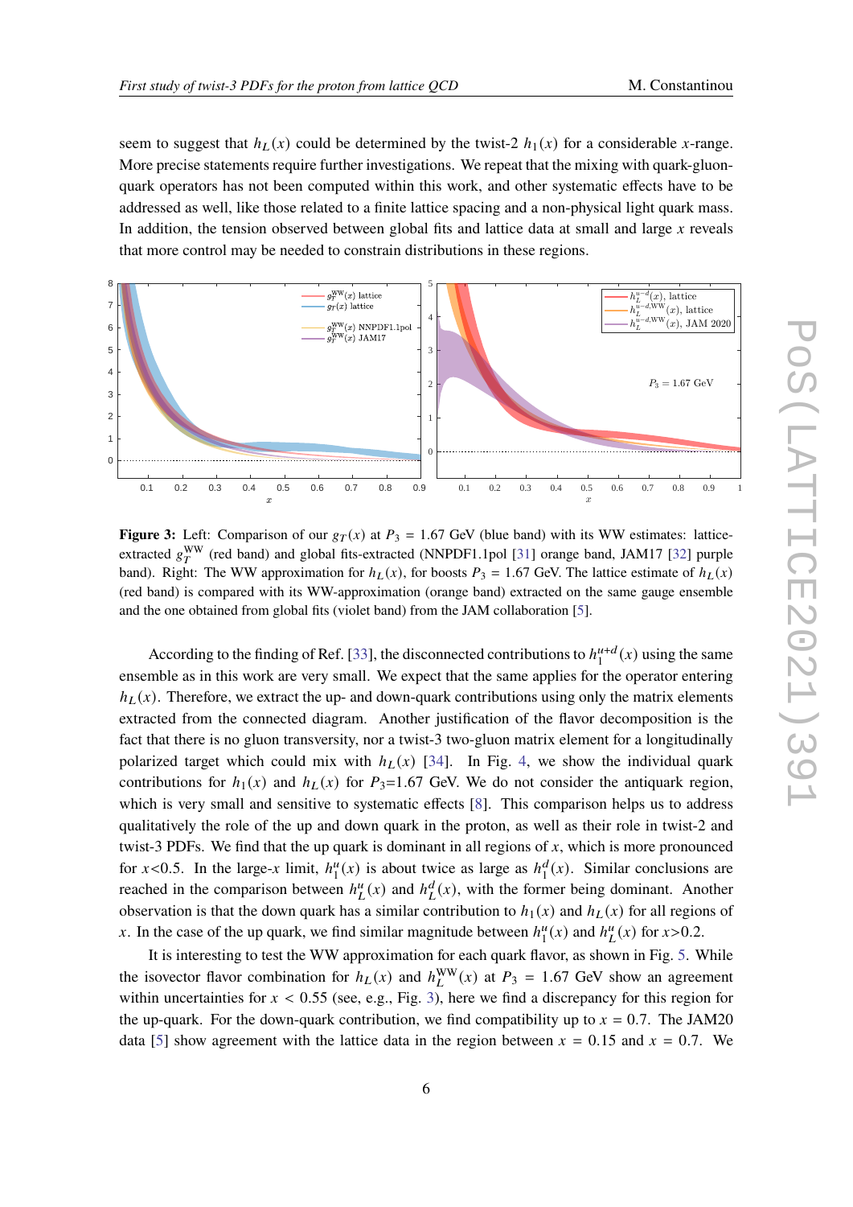seem to suggest that $h_L(x)$ could be determined by the twist-2 $h_1(x)$ for a considerable $x$-range. More precise statements require further investigations. We repeat that the mixing with quark-gluon-quark operators has not been computed within this work, and other systematic effects have to be addressed as well, like those related to a finite lattice spacing and a non-physical light quark mass. In addition, the tension observed between global fits and lattice data at small and large $x$ reveals that more control may be needed to constrain distributions in these regions.

**Figure 3:** Left: Comparison of our $g_T(x)$ at $P_3 = 1.67$ GeV (blue band) with its WW estimates: lattice-extracted $g_T^{\rm WW}$ (red band) and global fits-extracted (NNPDF1.1pol [31] orange band, JAM17 [32] purple band). Right: The WW approximation for $h_L(x)$, for boosts $P_3 = 1.67$ GeV. The lattice estimate of $h_L(x)$ (red band) is compared with its WW-approximation (orange band) extracted on the same gauge ensemble and the one obtained from global fits (violet band) from the JAM collaboration [5].

According to the finding of Ref. [33], the disconnected contributions to $h_1^{u+d}(x)$ using the same ensemble as in this work are very small. We expect that the same applies for the operator entering $h_L(x)$. Therefore, we extract the up- and down-quark contributions using only the matrix elements extracted from the connected diagram. Another justification of the flavor decomposition is the fact that there is no gluon transversity, nor a twist-3 two-gluon matrix element for a longitudinally polarized target which could mix with $h_L(x)$ [34]. In Fig. 4, we show the individual quark contributions for $h_1(x)$ and $h_L(x)$ for $P_3$=1.67 GeV. We do not consider the antiquark region, which is very small and sensitive to systematic effects [8]. This comparison helps us to address qualitatively the role of the up and down quark in the proton, as well as their role in twist-2 and twist-3 PDFs. We find that the up quark is dominant in all regions of $x$, which is more pronounced for $x$<0.5. In the large-$x$ limit, $h_1^u(x)$ is about twice as large as $h_1^d(x)$. Similar conclusions are reached in the comparison between $h_L^u(x)$ and $h_L^d(x)$, with the former being dominant. Another observation is that the down quark has a similar contribution to $h_1(x)$ and $h_L(x)$ for all regions of $x$. In the case of the up quark, we find similar magnitude between $h_1^u(x)$ and $h_L^u(x)$ for $x$>0.2.

It is interesting to test the WW approximation for each quark flavor, as shown in Fig. 5. While the isovector flavor combination for $h_L(x)$ and $h_L^{\rm WW}(x)$ at $P_3 = 1.67$ GeV show an agreement within uncertainties for $x < 0.55$ (see, e.g., Fig. 3), here we find a discrepancy for this region for the up-quark. For the down-quark contribution, we find compatibility up to $x = 0.7$. The JAM20 data [5] show agreement with the lattice data in the region between $x = 0.15$ and $x = 0.7$. We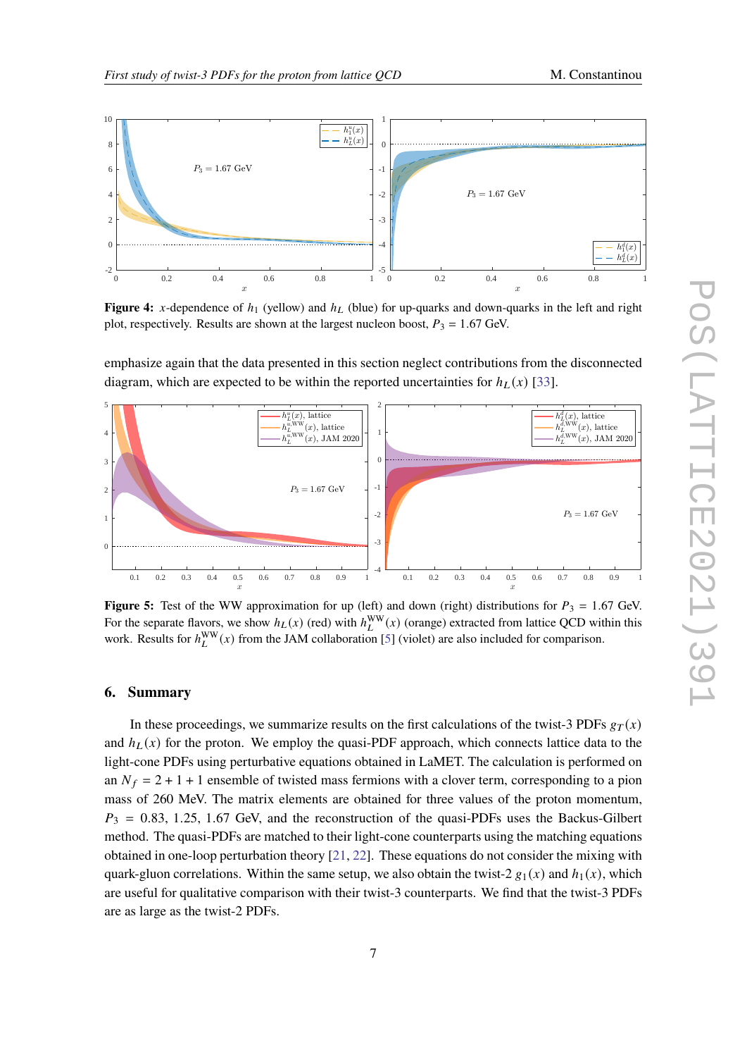**Figure 4:** $x$-dependence of $h_1$ (yellow) and $h_L$ (blue) for up-quarks and down-quarks in the left and right plot, respectively. Results are shown at the largest nucleon boost, $P_3 = 1.67$ GeV.

emphasize again that the data presented in this section neglect contributions from the disconnected diagram, which are expected to be within the reported uncertainties for $h_L(x)$ [33].

**Figure 5:** Test of the WW approximation for up (left) and down (right) distributions for $P_3 = 1.67$ GeV. For the separate flavors, we show $h_L(x)$ (red) with $h_L^{\rm WW}(x)$ (orange) extracted from lattice QCD within this work. Results for $h_L^{\rm WW}(x)$ from the JAM collaboration [5] (violet) are also included for comparison.

## 6. Summary

In these proceedings, we summarize results on the first calculations of the twist-3 PDFs $g_T(x)$ and $h_L(x)$ for the proton. We employ the quasi-PDF approach, which connects lattice data to the light-cone PDFs using perturbative equations obtained in LaMET. The calculation is performed on an $N_f = 2 + 1 + 1$ ensemble of twisted mass fermions with a clover term, corresponding to a pion mass of 260 MeV. The matrix elements are obtained for three values of the proton momentum, $P_3 = 0.83, 1.25, 1.67$ GeV, and the reconstruction of the quasi-PDFs uses the Backus-Gilbert method. The quasi-PDFs are matched to their light-cone counterparts using the matching equations obtained in one-loop perturbation theory [21, 22]. These equations do not consider the mixing with quark-gluon correlations. Within the same setup, we also obtain the twist-2 $g_1(x)$ and $h_1(x)$, which are useful for qualitative comparison with their twist-3 counterparts. We find that the twist-3 PDFs are as large as the twist-2 PDFs.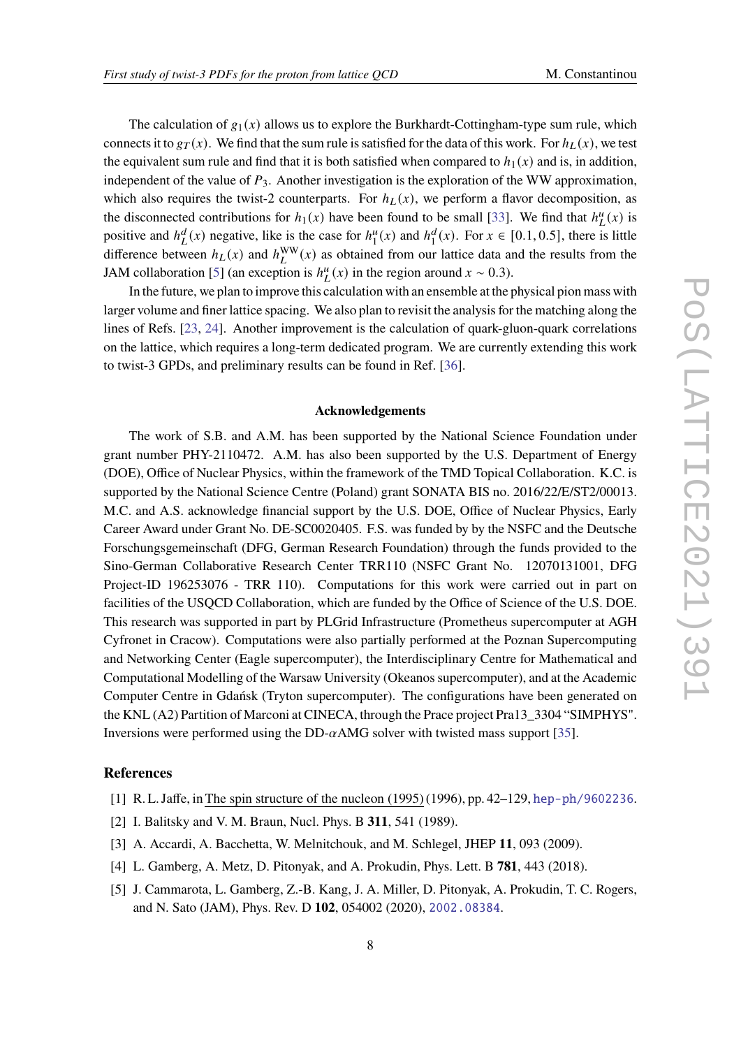The calculation of $g_1(x)$ allows us to explore the Burkhardt-Cottingham-type sum rule, which connects it to $g_T(x)$. We find that the sum rule is satisfied for the data of this work. For $h_L(x)$, we test the equivalent sum rule and find that it is both satisfied when compared to $h_1(x)$ and is, in addition, independent of the value of $P_3$. Another investigation is the exploration of the WW approximation, which also requires the twist-2 counterparts. For $h_L(x)$, we perform a flavor decomposition, as the disconnected contributions for $h_1(x)$ have been found to be small [33]. We find that $h_L^u(x)$ is positive and $h_L^d(x)$ negative, like is the case for $h_1^u(x)$ and $h_1^d(x)$. For $x \in [0.1, 0.5]$, there is little difference between $h_L(x)$ and $h_L^{\rm WW}(x)$ as obtained from our lattice data and the results from the JAM collaboration [5] (an exception is $h_L^u(x)$ in the region around $x \sim 0.3$).

In the future, we plan to improve this calculation with an ensemble at the physical pion mass with larger volume and finer lattice spacing. We also plan to revisit the analysis for the matching along the lines of Refs. [23, 24]. Another improvement is the calculation of quark-gluon-quark correlations on the lattice, which requires a long-term dedicated program. We are currently extending this work to twist-3 GPDs, and preliminary results can be found in Ref. [36].

### Acknowledgements

The work of S.B. and A.M. has been supported by the National Science Foundation under grant number PHY-2110472. A.M. has also been supported by the U.S. Department of Energy (DOE), Office of Nuclear Physics, within the framework of the TMD Topical Collaboration. K.C. is supported by the National Science Centre (Poland) grant SONATA BIS no. 2016/22/E/ST2/00013. M.C. and A.S. acknowledge financial support by the U.S. DOE, Office of Nuclear Physics, Early Career Award under Grant No. DE-SC0020405. F.S. was funded by by the NSFC and the Deutsche Forschungsgemeinschaft (DFG, German Research Foundation) through the funds provided to the Sino-German Collaborative Research Center TRR110 (NSFC Grant No. 12070131001, DFG Project-ID 196253076 - TRR 110). Computations for this work were carried out in part on facilities of the USQCD Collaboration, which are funded by the Office of Science of the U.S. DOE. This research was supported in part by PLGrid Infrastructure (Prometheus supercomputer at AGH Cyfronet in Cracow). Computations were also partially performed at the Poznan Supercomputing and Networking Center (Eagle supercomputer), the Interdisciplinary Centre for Mathematical and Computational Modelling of the Warsaw University (Okeanos supercomputer), and at the Academic Computer Centre in Gdańsk (Tryton supercomputer). The configurations have been generated on the KNL (A2) Partition of Marconi at CINECA, through the Prace project Pra13_3304 "SIMPHYS". Inversions were performed using the DD-$\alpha$AMG solver with twisted mass support [35].

## References

[1] R. L. Jaffe, in The spin structure of the nucleon (1995) (1996), pp. 42–129, hep-ph/9602236.

[2] I. Balitsky and V. M. Braun, Nucl. Phys. B **311**, 541 (1989).

[3] A. Accardi, A. Bacchetta, W. Melnitchouk, and M. Schlegel, JHEP **11**, 093 (2009).

[4] L. Gamberg, A. Metz, D. Pitonyak, and A. Prokudin, Phys. Lett. B **781**, 443 (2018).

[5] J. Cammarota, L. Gamberg, Z.-B. Kang, J. A. Miller, D. Pitonyak, A. Prokudin, T. C. Rogers, and N. Sato (JAM), Phys. Rev. D **102**, 054002 (2020), 2002.08384.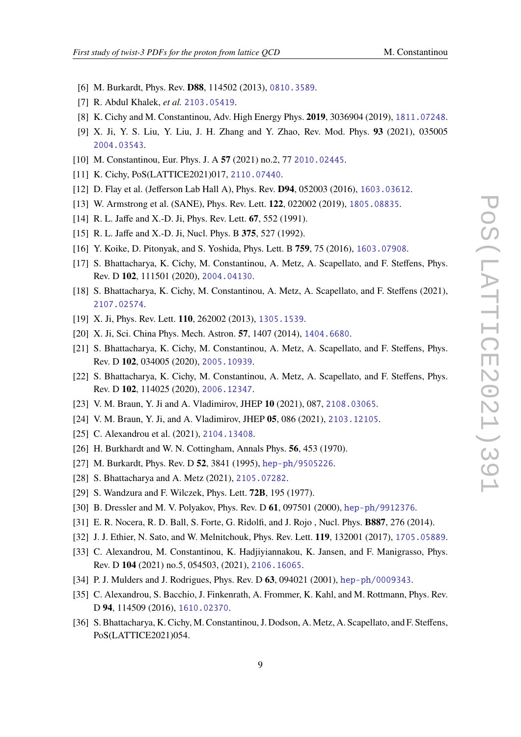[6] M. Burkardt, Phys. Rev. **D88**, 114502 (2013), 0810.3589.

[7] R. Abdul Khalek, *et al.* 2103.05419.

[8] K. Cichy and M. Constantinou, Adv. High Energy Phys. **2019**, 3036904 (2019), 1811.07248.

[9] X. Ji, Y. S. Liu, Y. Liu, J. H. Zhang and Y. Zhao, Rev. Mod. Phys. **93** (2021), 035005 2004.03543.

[10] M. Constantinou, Eur. Phys. J. A **57** (2021) no.2, 77 2010.02445.

[11] K. Cichy, PoS(LATTICE2021)017, 2110.07440.

[12] D. Flay et al. (Jefferson Lab Hall A), Phys. Rev. **D94**, 052003 (2016), 1603.03612.

[13] W. Armstrong et al. (SANE), Phys. Rev. Lett. **122**, 022002 (2019), 1805.08835.

[14] R. L. Jaffe and X.-D. Ji, Phys. Rev. Lett. **67**, 552 (1991).

[15] R. L. Jaffe and X.-D. Ji, Nucl. Phys. B **375**, 527 (1992).

[16] Y. Koike, D. Pitonyak, and S. Yoshida, Phys. Lett. B **759**, 75 (2016), 1603.07908.

[17] S. Bhattacharya, K. Cichy, M. Constantinou, A. Metz, A. Scapellato, and F. Steffens, Phys. Rev. D **102**, 111501 (2020), 2004.04130.

[18] S. Bhattacharya, K. Cichy, M. Constantinou, A. Metz, A. Scapellato, and F. Steffens (2021), 2107.02574.

[19] X. Ji, Phys. Rev. Lett. **110**, 262002 (2013), 1305.1539.

[20] X. Ji, Sci. China Phys. Mech. Astron. **57**, 1407 (2014), 1404.6680.

[21] S. Bhattacharya, K. Cichy, M. Constantinou, A. Metz, A. Scapellato, and F. Steffens, Phys. Rev. D **102**, 034005 (2020), 2005.10939.

[22] S. Bhattacharya, K. Cichy, M. Constantinou, A. Metz, A. Scapellato, and F. Steffens, Phys. Rev. D **102**, 114025 (2020), 2006.12347.

[23] V. M. Braun, Y. Ji and A. Vladimirov, JHEP **10** (2021), 087, 2108.03065.

[24] V. M. Braun, Y. Ji, and A. Vladimirov, JHEP **05**, 086 (2021), 2103.12105.

[25] C. Alexandrou et al. (2021), 2104.13408.

[26] H. Burkhardt and W. N. Cottingham, Annals Phys. **56**, 453 (1970).

[27] M. Burkardt, Phys. Rev. D **52**, 3841 (1995), hep-ph/9505226.

[28] S. Bhattacharya and A. Metz (2021), 2105.07282.

[29] S. Wandzura and F. Wilczek, Phys. Lett. **72B**, 195 (1977).

[30] B. Dressler and M. V. Polyakov, Phys. Rev. D **61**, 097501 (2000), hep-ph/9912376.

[31] E. R. Nocera, R. D. Ball, S. Forte, G. Ridolfi, and J. Rojo , Nucl. Phys. **B887**, 276 (2014).

[32] J. J. Ethier, N. Sato, and W. Melnitchouk, Phys. Rev. Lett. **119**, 132001 (2017), 1705.05889.

[33] C. Alexandrou, M. Constantinou, K. Hadjiyiannakou, K. Jansen, and F. Manigrasso, Phys. Rev. D **104** (2021) no.5, 054503, (2021), 2106.16065.

[34] P. J. Mulders and J. Rodrigues, Phys. Rev. D **63**, 094021 (2001), hep-ph/0009343.

[35] C. Alexandrou, S. Bacchio, J. Finkenrath, A. Frommer, K. Kahl, and M. Rottmann, Phys. Rev. D **94**, 114509 (2016), 1610.02370.

[36] S. Bhattacharya, K. Cichy, M. Constantinou, J. Dodson, A. Metz, A. Scapellato, and F. Steffens, PoS(LATTICE2021)054.